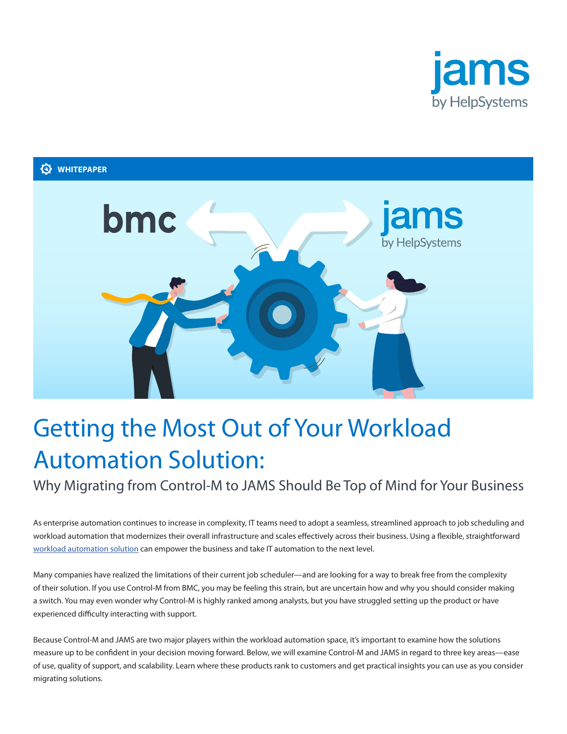WHITEPAPER

# Getting the Most Out of Your Workload Automation Solution:

## Why Migrating from Control-M to JAMS Should Be Top of Mind for Your Business

As enterprise automation continues to increase in complexity, IT teams need to adopt a seamless, streamlined approach to job scheduling and workload automation that modernizes their overall infrastructure and scales effectively across their business. Using a flexible, straightforward workload automation solution can empower the business and take IT automation to the next level.

Many companies have realized the limitations of their current job scheduler—and are looking for a way to break free from the complexity of their solution. If you use Control-M from BMC, you may be feeling this strain, but are uncertain how and why you should consider making a switch. You may even wonder why Control-M is highly ranked among analysts, but you have struggled setting up the product or have experienced difficulty interacting with support.

Because Control-M and JAMS are two major players within the workload automation space, it's important to examine how the solutions measure up to be confident in your decision moving forward. Below, we will examine Control-M and JAMS in regard to three key areas—ease of use, quality of support, and scalability. Learn where these products rank to customers and get practical insights you can use as you consider migrating solutions.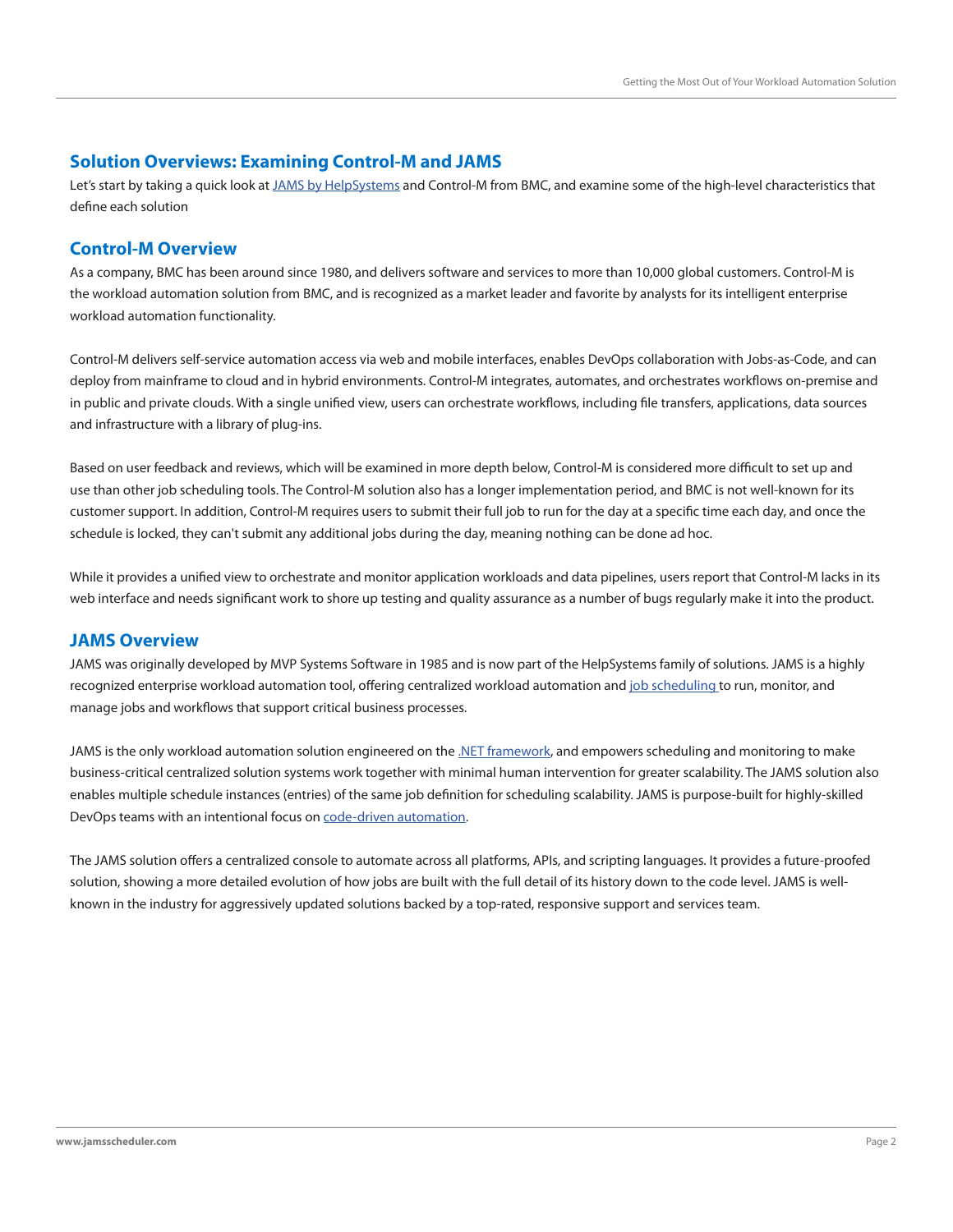## Solution Overviews: Examining Control-M and JAMS

Let's start by taking a quick look at JAMS by HelpSystems and Control-M from BMC, and examine some of the high-level characteristics that define each solution

## Control-M Overview

As a company, BMC has been around since 1980, and delivers software and services to more than 10,000 global customers. Control-M is the workload automation solution from BMC, and is recognized as a market leader and favorite by analysts for its intelligent enterprise workload automation functionality.

Control-M delivers self-service automation access via web and mobile interfaces, enables DevOps collaboration with Jobs-as-Code, and can deploy from mainframe to cloud and in hybrid environments. Control-M integrates, automates, and orchestrates workflows on-premise and in public and private clouds. With a single unified view, users can orchestrate workflows, including file transfers, applications, data sources and infrastructure with a library of plug-ins.

Based on user feedback and reviews, which will be examined in more depth below, Control-M is considered more difficult to set up and use than other job scheduling tools. The Control-M solution also has a longer implementation period, and BMC is not well-known for its customer support. In addition, Control-M requires users to submit their full job to run for the day at a specific time each day, and once the schedule is locked, they can't submit any additional jobs during the day, meaning nothing can be done ad hoc.

While it provides a unified view to orchestrate and monitor application workloads and data pipelines, users report that Control-M lacks in its web interface and needs significant work to shore up testing and quality assurance as a number of bugs regularly make it into the product.

## JAMS Overview

JAMS was originally developed by MVP Systems Software in 1985 and is now part of the HelpSystems family of solutions. JAMS is a highly recognized enterprise workload automation tool, offering centralized workload automation and job scheduling to run, monitor, and manage jobs and workflows that support critical business processes.

JAMS is the only workload automation solution engineered on the .NET framework, and empowers scheduling and monitoring to make business-critical centralized solution systems work together with minimal human intervention for greater scalability. The JAMS solution also enables multiple schedule instances (entries) of the same job definition for scheduling scalability. JAMS is purpose-built for highly-skilled DevOps teams with an intentional focus on code-driven automation.

The JAMS solution offers a centralized console to automate across all platforms, APIs, and scripting languages. It provides a future-proofed solution, showing a more detailed evolution of how jobs are built with the full detail of its history down to the code level. JAMS is well-known in the industry for aggressively updated solutions backed by a top-rated, responsive support and services team.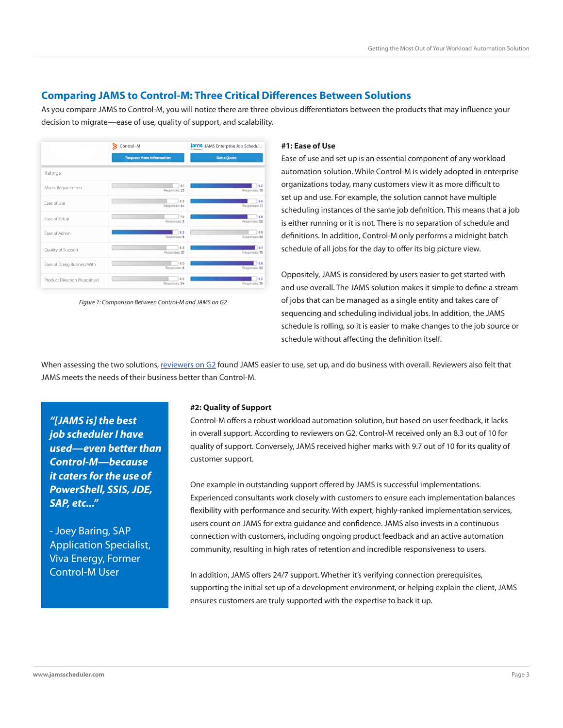## Comparing JAMS to Control-M: Three Critical Differences Between Solutions

As you compare JAMS to Control-M, you will notice there are three obvious differentiators between the products that may influence your decision to migrate—ease of use, quality of support, and scalability.

| Ratings | Control-M | JAMS Enterprise Job Schedul... |
|---|---|---|
| Meets Requirements | 9.1 (Responses: 23) | 9.2 (Responses: 78) |
| Ease of Use | 8.3 (Responses: 24) | 8.6 (Responses: 77) |
| Ease of Setup | 7.9 (Responses: 8) | 8.6 (Responses: 52) |
| Ease of Admin | 9.2 (Responses: 8) | 8.8 (Responses: 53) |
| Quality of Support | 8.3 (Responses: 21) | 9.7 (Responses: 75) |
| Ease of Doing Business With | 9.0 (Responses: 8) | 9.6 (Responses: 52) |
| Product Direction (% positive) | 8.5 (Responses: 24) | 9.2 (Responses: 75) |

*Figure 1: Comparison Between Control-M and JAMS on G2*

**#1: Ease of Use**

Ease of use and set up is an essential component of any workload automation solution. While Control-M is widely adopted in enterprise organizations today, many customers view it as more difficult to set up and use. For example, the solution cannot have multiple scheduling instances of the same job definition. This means that a job is either running or it is not. There is no separation of schedule and definitions. In addition, Control-M only performs a midnight batch schedule of all jobs for the day to offer its big picture view.

Oppositely, JAMS is considered by users easier to get started with and use overall. The JAMS solution makes it simple to define a stream of jobs that can be managed as a single entity and takes care of sequencing and scheduling individual jobs. In addition, the JAMS schedule is rolling, so it is easier to make changes to the job source or schedule without affecting the definition itself.

When assessing the two solutions, reviewers on G2 found JAMS easier to use, set up, and do business with overall. Reviewers also felt that JAMS meets the needs of their business better than Control-M.

> ***"[JAMS is] the best job scheduler I have used—even better than Control-M—because it caters for the use of PowerShell, SSIS, JDE, SAP, etc..."***
>
> - Joey Baring, SAP Application Specialist, Viva Energy, Former Control-M User

**#2: Quality of Support**

Control-M offers a robust workload automation solution, but based on user feedback, it lacks in overall support. According to reviewers on G2, Control-M received only an 8.3 out of 10 for quality of support. Conversely, JAMS received higher marks with 9.7 out of 10 for its quality of customer support.

One example in outstanding support offered by JAMS is successful implementations. Experienced consultants work closely with customers to ensure each implementation balances flexibility with performance and security. With expert, highly-ranked implementation services, users count on JAMS for extra guidance and confidence. JAMS also invests in a continuous connection with customers, including ongoing product feedback and an active automation community, resulting in high rates of retention and incredible responsiveness to users.

In addition, JAMS offers 24/7 support. Whether it's verifying connection prerequisites, supporting the initial set up of a development environment, or helping explain the client, JAMS ensures customers are truly supported with the expertise to back it up.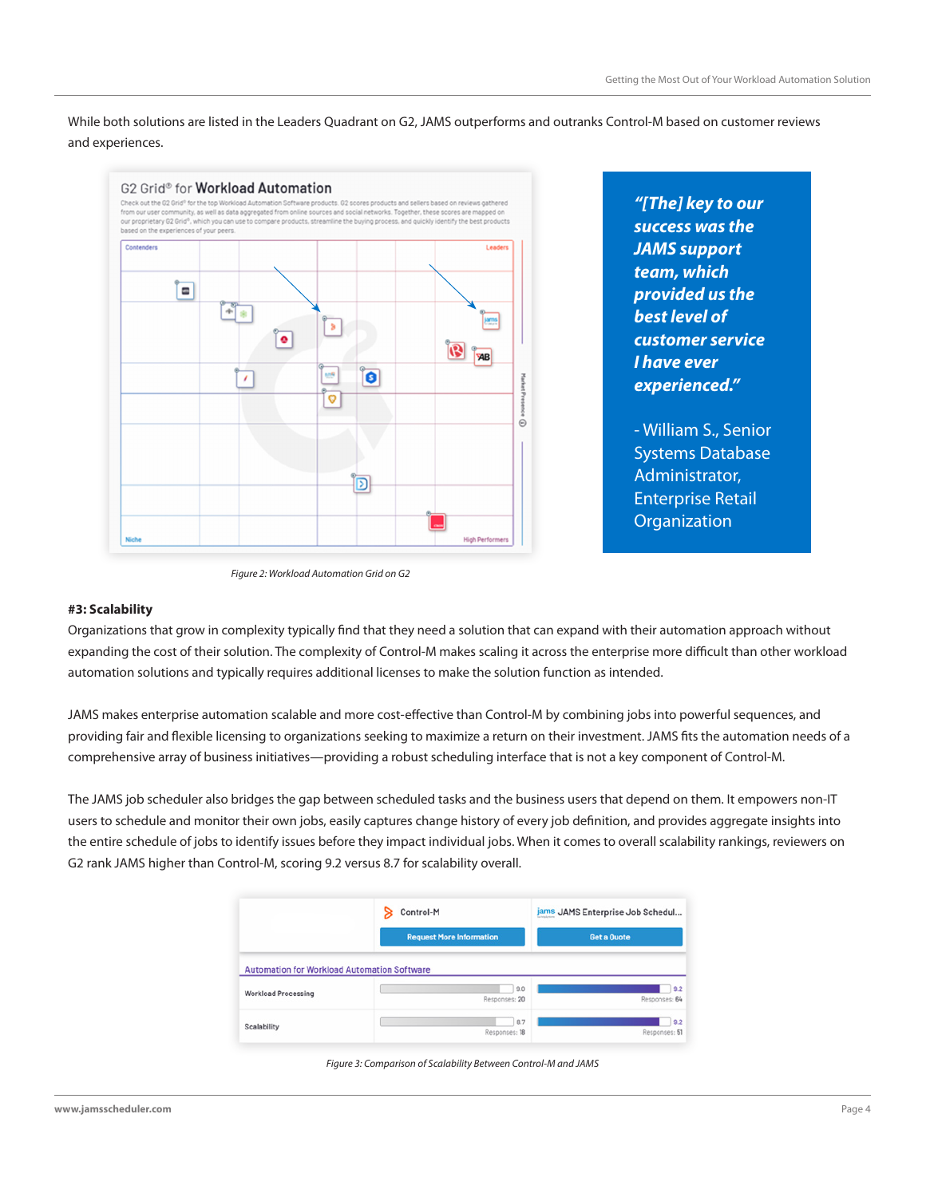While both solutions are listed in the Leaders Quadrant on G2, JAMS outperforms and outranks Control-M based on customer reviews and experiences.

*Figure 2: Workload Automation Grid on G2*

***"[The] key to our success was the JAMS support team, which provided us the best level of customer service I have ever experienced."***

- William S., Senior Systems Database Administrator, Enterprise Retail Organization

**#3: Scalability**

Organizations that grow in complexity typically find that they need a solution that can expand with their automation approach without expanding the cost of their solution. The complexity of Control-M makes scaling it across the enterprise more difficult than other workload automation solutions and typically requires additional licenses to make the solution function as intended.

JAMS makes enterprise automation scalable and more cost-effective than Control-M by combining jobs into powerful sequences, and providing fair and flexible licensing to organizations seeking to maximize a return on their investment. JAMS fits the automation needs of a comprehensive array of business initiatives—providing a robust scheduling interface that is not a key component of Control-M.

The JAMS job scheduler also bridges the gap between scheduled tasks and the business users that depend on them. It empowers non-IT users to schedule and monitor their own jobs, easily captures change history of every job definition, and provides aggregate insights into the entire schedule of jobs to identify issues before they impact individual jobs. When it comes to overall scalability rankings, reviewers on G2 rank JAMS higher than Control-M, scoring 9.2 versus 8.7 for scalability overall.

| Automation for Workload Automation Software | Control-M | JAMS Enterprise Job Schedul... |
|---|---|---|
| Workload Processing | 9.0 (Responses: 20) | 9.2 (Responses: 64) |
| Scalability | 8.7 (Responses: 18) | 9.2 (Responses: 51) |

*Figure 3: Comparison of Scalability Between Control-M and JAMS*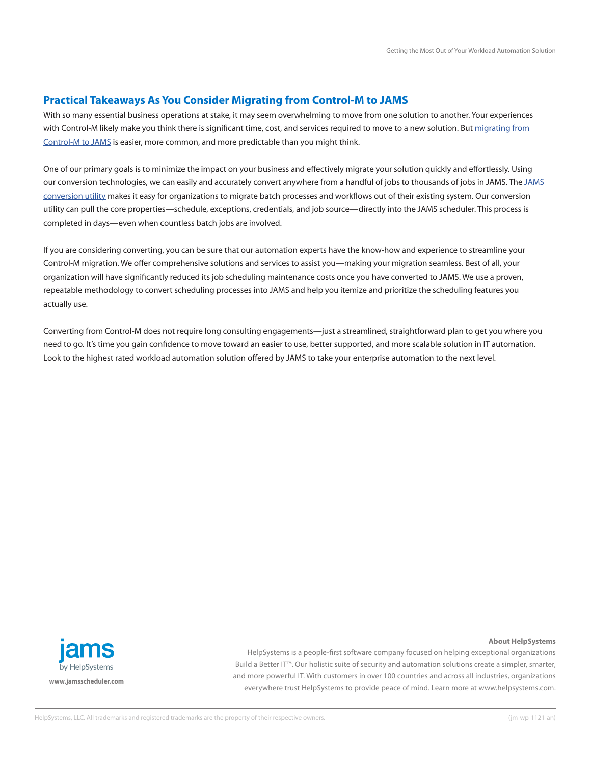## Practical Takeaways As You Consider Migrating from Control-M to JAMS

With so many essential business operations at stake, it may seem overwhelming to move from one solution to another. Your experiences with Control-M likely make you think there is significant time, cost, and services required to move to a new solution. But migrating from Control-M to JAMS is easier, more common, and more predictable than you might think.

One of our primary goals is to minimize the impact on your business and effectively migrate your solution quickly and effortlessly. Using our conversion technologies, we can easily and accurately convert anywhere from a handful of jobs to thousands of jobs in JAMS. The JAMS conversion utility makes it easy for organizations to migrate batch processes and workflows out of their existing system. Our conversion utility can pull the core properties—schedule, exceptions, credentials, and job source—directly into the JAMS scheduler. This process is completed in days—even when countless batch jobs are involved.

If you are considering converting, you can be sure that our automation experts have the know-how and experience to streamline your Control-M migration. We offer comprehensive solutions and services to assist you—making your migration seamless. Best of all, your organization will have significantly reduced its job scheduling maintenance costs once you have converted to JAMS. We use a proven, repeatable methodology to convert scheduling processes into JAMS and help you itemize and prioritize the scheduling features you actually use.

Converting from Control-M does not require long consulting engagements—just a streamlined, straightforward plan to get you where you need to go. It's time you gain confidence to move toward an easier to use, better supported, and more scalable solution in IT automation. Look to the highest rated workload automation solution offered by JAMS to take your enterprise automation to the next level.

jams by HelpSystems

**www.jamsscheduler.com**

**About HelpSystems**

HelpSystems is a people-first software company focused on helping exceptional organizations Build a Better IT™. Our holistic suite of security and automation solutions create a simpler, smarter, and more powerful IT. With customers in over 100 countries and across all industries, organizations everywhere trust HelpSystems to provide peace of mind. Learn more at www.helpsystems.com.

HelpSystems, LLC. All trademarks and registered trademarks are the property of their respective owners.

(jm-wp-1121-an)